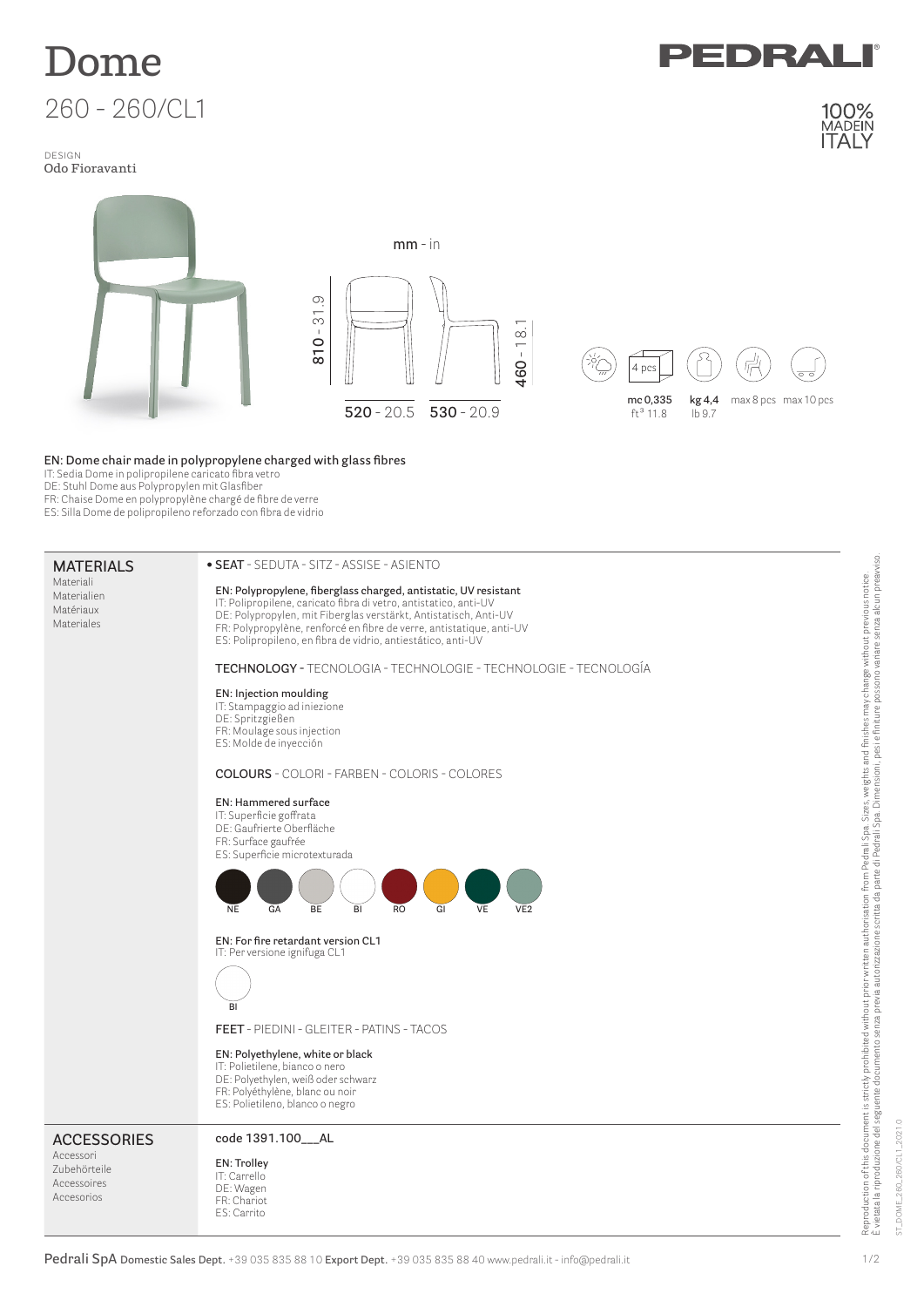# Dome

## 260 - 260/CL1

DESIGN
Odo Fioravanti

PEDRALI

100% MADE IN ITALY

mm - in

810 - 31.9

460 - 18.1

520 - 20.5 530 - 20.9

4 pcs

mc 0,335
ft³ 11.8

kg 4,4
lb 9.7

max 8 pcs max 10 pcs

**EN: Dome chair made in polypropylene charged with glass fibres**
IT: Sedia Dome in polipropilene caricato fibra vetro
DE: Stuhl Dome aus Polypropylen mit Glasfiber
FR: Chaise Dome en polypropylène chargé de fibre de verre
ES: Silla Dome de polipropileno reforzado con fibra de vidrio

## MATERIALS
Materiali
Materialien
Matériaux
Materiales

• **SEAT** - SEDUTA - SITZ - ASSISE - ASIENTO

**EN: Polypropylene, fiberglass charged, antistatic, UV resistant**
IT: Polipropilene, caricato fibra di vetro, antistatico, anti-UV
DE: Polypropylen, mit Fiberglas verstärkt, Antistatisch, Anti-UV
FR: Polypropylène, renforcé en fibre de verre, antistatique, anti-UV
ES: Polipropileno, en fibra de vidrio, antiestático, anti-UV

**TECHNOLOGY** - TECNOLOGIA - TECHNOLOGIE - TECHNOLOGIE - TECNOLOGÍA

**EN: Injection moulding**
IT: Stampaggio ad iniezione
DE: Spritzgießen
FR: Moulage sous injection
ES: Molde de inyección

**COLOURS** - COLORI - FARBEN - COLORIS - COLORES

**EN: Hammered surface**
IT: Superficie goffrata
DE: Gaufrierte Oberfläche
FR: Surface gaufrée
ES: Superficie microtexturada

NE GA BE BI RO GI VE VE2

**EN: For fire retardant version CL1**
IT: Per versione ignifuga CL1

BI

**FEET** - PIEDINI - GLEITER - PATINS - TACOS

**EN: Polyethylene, white or black**
IT: Polietilene, bianco o nero
DE: Polyethylen, weiß oder schwarz
FR: Polyéthylène, blanc ou noir
ES: Polietileno, blanco o negro

## ACCESSORIES
Accessori
Zubehörteile
Accessoires
Accesorios

code 1391.100___AL

**EN: Trolley**
IT: Carrello
DE: Wagen
FR: Chariot
ES: Carrito

Reproduction of this document is strictly prohibited without prior written authorisation from Pedrali Spa. Sizes, weights and finishes may change without previous notice.
È vietata la riproduzione del seguente documento senza previa autorizzazione scritta da parte di Pedrali Spa. Dimensioni, pesi e finiture possono variare senza alcun preavviso.

ST_DOME_260_260/CL1_2021 0

**Pedrali SpA** **Domestic Sales Dept.** +39 035 835 88 10 **Export Dept.** +39 035 835 88 40 www.pedrali.it - info@pedrali.it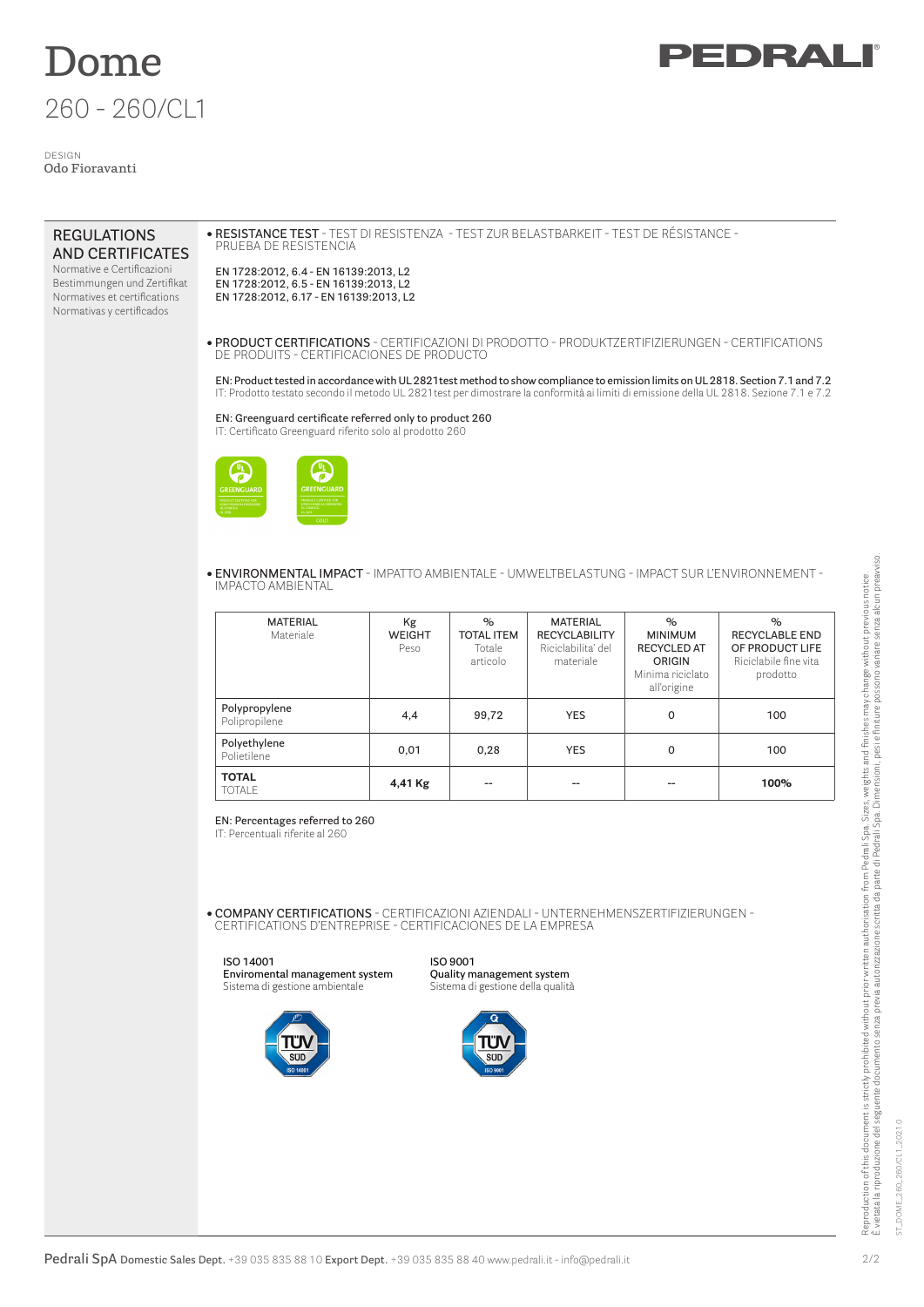# Dome

## 260 - 260/CL1

DESIGN
Odo Fioravanti

## REGULATIONS AND CERTIFICATES

Normative e Certificazioni
Bestimmungen und Zertifikat
Normatives et certifications
Normativas y certificados

- **RESISTANCE TEST** - TEST DI RESISTENZA - TEST ZUR BELASTBARKEIT - TEST DE RÉSISTANCE - PRUEBA DE RESISTENCIA

EN 1728:2012, 6.4 - EN 16139:2013, L2
EN 1728:2012, 6.5 - EN 16139:2013, L2
EN 1728:2012, 6.17 - EN 16139:2013, L2

- **PRODUCT CERTIFICATIONS** - CERTIFICAZIONI DI PRODOTTO - PRODUKTZERTIFIZIERUNGEN - CERTIFICATIONS DE PRODUITS - CERTIFICACIONES DE PRODUCTO

EN: Product tested in accordance with UL 2821test method to show compliance to emission limits on UL 2818. Section 7.1 and 7.2
IT: Prodotto testato secondo il metodo UL 2821test per dimostrare la conformità ai limiti di emissione della UL 2818. Sezione 7.1 e 7.2

EN: Greenguard certificate referred only to product 260
IT: Certificato Greenguard riferito solo al prodotto 260

- **ENVIRONMENTAL IMPACT** - IMPATTO AMBIENTALE - UMWELTBELASTUNG - IMPACT SUR L'ENVIRONNEMENT - IMPACTO AMBIENTAL

| MATERIAL<br>Materiale | Kg<br>WEIGHT<br>Peso | %<br>TOTAL ITEM<br>Totale articolo | MATERIAL RECYCLABILITY<br>Riciclabilita' del materiale | %<br>MINIMUM RECYCLED AT ORIGIN<br>Minima riciclato all'origine | %<br>RECYCLABLE END OF PRODUCT LIFE<br>Riciclabile fine vita prodotto |
|---|---|---|---|---|---|
| Polypropylene<br>Polipropilene | 4,4 | 99,72 | YES | 0 | 100 |
| Polyethylene<br>Polietilene | 0,01 | 0,28 | YES | 0 | 100 |
| **TOTAL**<br>TOTALE | **4,41 Kg** | -- | -- | -- | **100%** |

EN: Percentages referred to 260
IT: Percentuali riferite al 260

- **COMPANY CERTIFICATIONS** - CERTIFICAZIONI AZIENDALI - UNTERNEHMENSZERTIFIZIERUNGEN - CERTIFICATIONS D'ENTREPRISE - CERTIFICACIONES DE LA EMPRESA

ISO 14001
Enviromental management system
Sistema di gestione ambientale

ISO 9001
Quality management system
Sistema di gestione della qualità

Reproduction of this document is strictly prohibited without prior written authorisation from Pedrali Spa. Sizes, weights and finishes may change without previous notice.
È vietata la riproduzione del seguente documento senza previa autorizzazione scritta da parte di Pedrali Spa. Dimensioni, pesi e finiture possono variare senza alcun preavviso.

ST_DOME_260_260/CL1_2021 0

Pedrali SpA Domestic Sales Dept. +39 035 835 88 10 Export Dept. +39 035 835 88 40 www.pedrali.it - info@pedrali.it